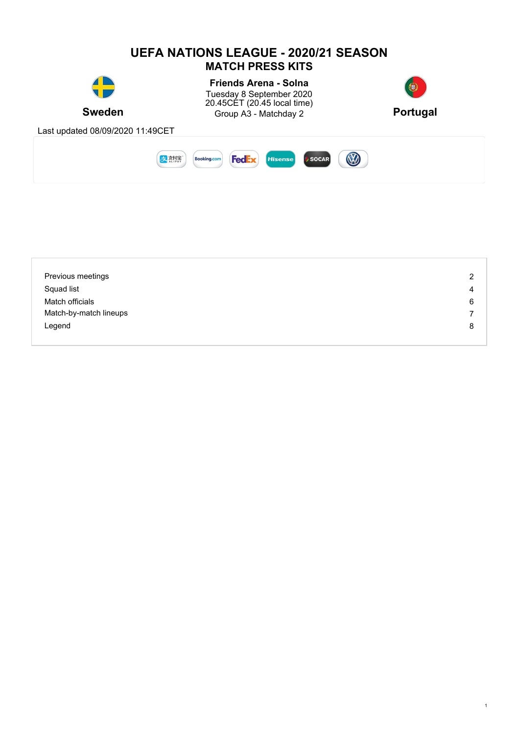# UEFA NATIONS LEAGUE - 2020/21 SEASON

## MATCH PRESS KITS

**Sweden** — **Portugal**

**Friends Arena - Solna**
Tuesday 8 September 2020
20.45CET (20.45 local time)
Group A3 - Matchday 2

Last updated 08/09/2020 11:49CET

| | |
|---|---|
| Previous meetings | 2 |
| Squad list | 4 |
| Match officials | 6 |
| Match-by-match lineups | 7 |
| Legend | 8 |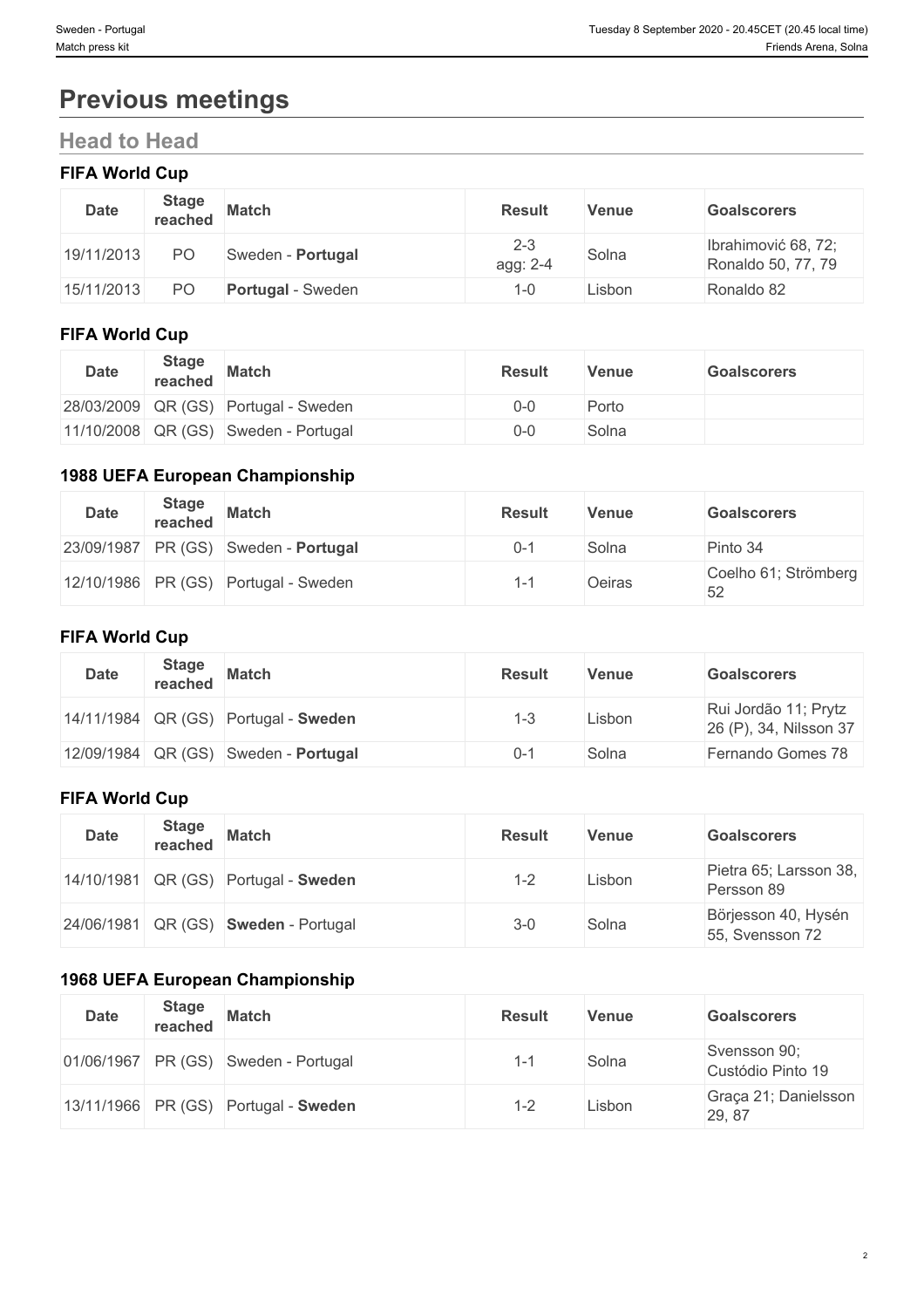# Previous meetings

## Head to Head

### FIFA World Cup

| Date | Stage reached | Match | Result | Venue | Goalscorers |
|---|---|---|---|---|---|
| 19/11/2013 | PO | Sweden - **Portugal** | 2-3 agg: 2-4 | Solna | Ibrahimović 68, 72; Ronaldo 50, 77, 79 |
| 15/11/2013 | PO | **Portugal** - Sweden | 1-0 | Lisbon | Ronaldo 82 |

### FIFA World Cup

| Date | Stage reached | Match | Result | Venue | Goalscorers |
|---|---|---|---|---|---|
| 28/03/2009 | QR (GS) | Portugal - Sweden | 0-0 | Porto | |
| 11/10/2008 | QR (GS) | Sweden - Portugal | 0-0 | Solna | |

### 1988 UEFA European Championship

| Date | Stage reached | Match | Result | Venue | Goalscorers |
|---|---|---|---|---|---|
| 23/09/1987 | PR (GS) | Sweden - **Portugal** | 0-1 | Solna | Pinto 34 |
| 12/10/1986 | PR (GS) | Portugal - Sweden | 1-1 | Oeiras | Coelho 61; Strömberg 52 |

### FIFA World Cup

| Date | Stage reached | Match | Result | Venue | Goalscorers |
|---|---|---|---|---|---|
| 14/11/1984 | QR (GS) | Portugal - **Sweden** | 1-3 | Lisbon | Rui Jordão 11; Prytz 26 (P), 34, Nilsson 37 |
| 12/09/1984 | QR (GS) | Sweden - **Portugal** | 0-1 | Solna | Fernando Gomes 78 |

### FIFA World Cup

| Date | Stage reached | Match | Result | Venue | Goalscorers |
|---|---|---|---|---|---|
| 14/10/1981 | QR (GS) | Portugal - **Sweden** | 1-2 | Lisbon | Pietra 65; Larsson 38, Persson 89 |
| 24/06/1981 | QR (GS) | **Sweden** - Portugal | 3-0 | Solna | Börjesson 40, Hysén 55, Svensson 72 |

### 1968 UEFA European Championship

| Date | Stage reached | Match | Result | Venue | Goalscorers |
|---|---|---|---|---|---|
| 01/06/1967 | PR (GS) | Sweden - Portugal | 1-1 | Solna | Svensson 90; Custódio Pinto 19 |
| 13/11/1966 | PR (GS) | Portugal - **Sweden** | 1-2 | Lisbon | Graça 21; Danielsson 29, 87 |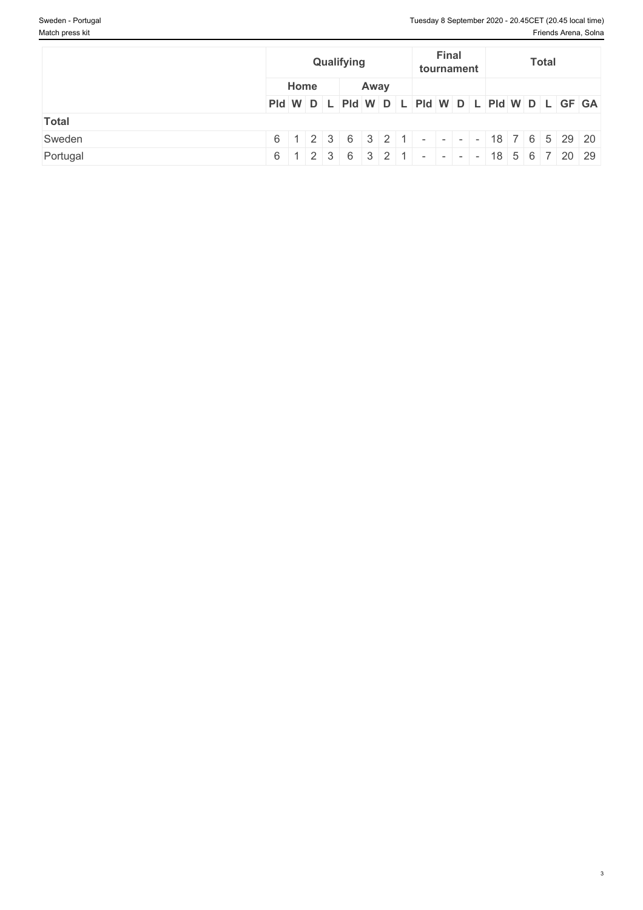| | Qualifying | | | | | | | | Final tournament | | | | Total | | | | | |
|---|---|---|---|---|---|---|---|---|---|---|---|---|---|---|---|---|---|---|
| | Home | | | | Away | | | | | | | | | | | | | |
| | Pld | W | D | L | Pld | W | D | L | Pld | W | D | L | Pld | W | D | L | GF | GA |
| **Total** | | | | | | | | | | | | | | | | | | |
| Sweden | 6 | 1 | 2 | 3 | 6 | 3 | 2 | 1 | - | - | - | - | 18 | 7 | 6 | 5 | 29 | 20 |
| Portugal | 6 | 1 | 2 | 3 | 6 | 3 | 2 | 1 | - | - | - | - | 18 | 5 | 6 | 7 | 20 | 29 |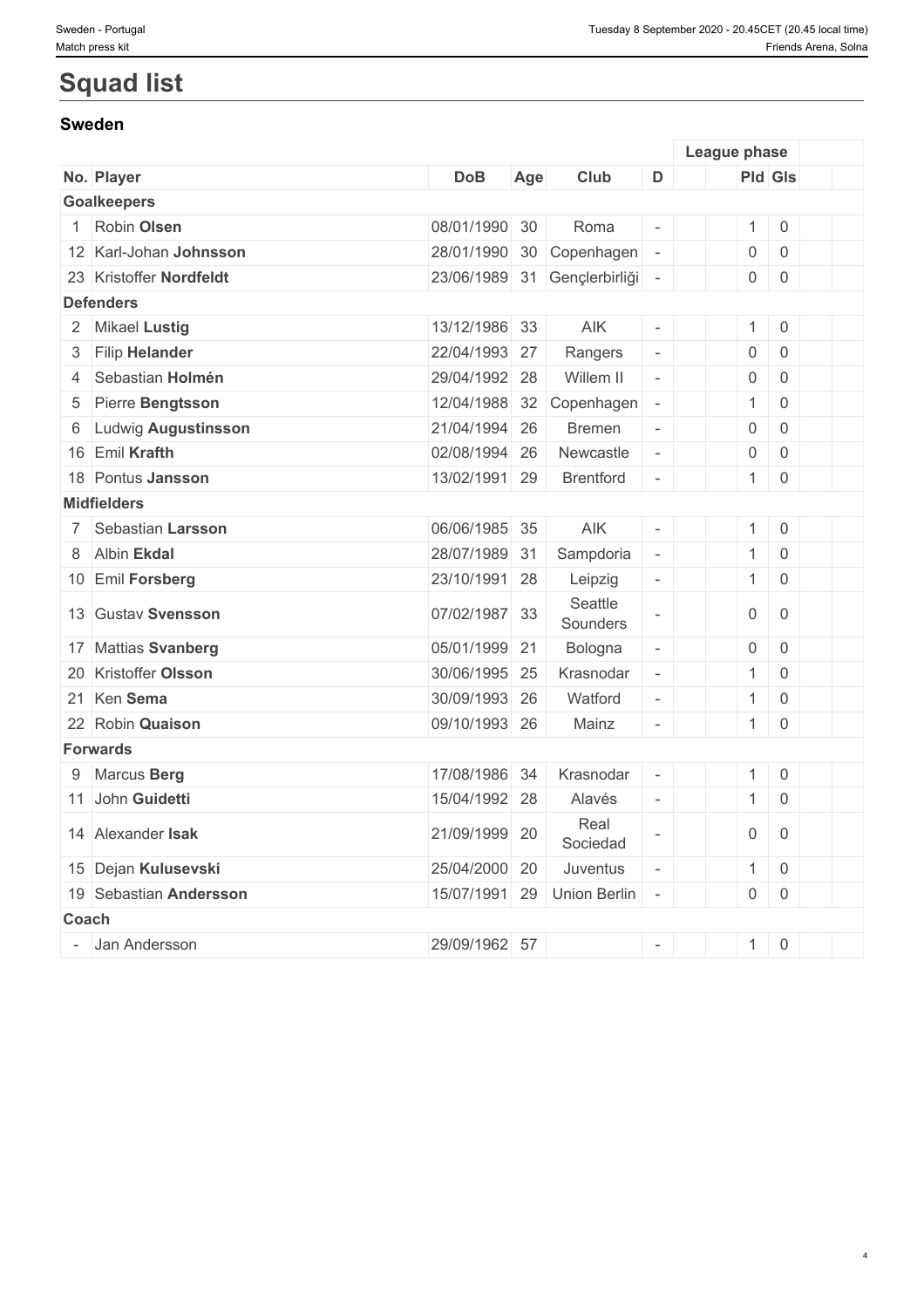# Squad list

## Sweden

| No. | Player | DoB | Age | Club | D | | League phase | | | |
|---|---|---|---|---|---|---|---|---|---|---|
| | | | | | | | Pld | Gls | | |
| **Goalkeepers** | | | | | | | | | | |
| 1 | Robin **Olsen** | 08/01/1990 | 30 | Roma | - | | 1 | 0 | | |
| 12 | Karl-Johan **Johnsson** | 28/01/1990 | 30 | Copenhagen | - | | 0 | 0 | | |
| 23 | Kristoffer **Nordfeldt** | 23/06/1989 | 31 | Gençlerbirliği | - | | 0 | 0 | | |
| **Defenders** | | | | | | | | | | |
| 2 | Mikael **Lustig** | 13/12/1986 | 33 | AIK | - | | 1 | 0 | | |
| 3 | Filip **Helander** | 22/04/1993 | 27 | Rangers | - | | 0 | 0 | | |
| 4 | Sebastian **Holmén** | 29/04/1992 | 28 | Willem II | - | | 0 | 0 | | |
| 5 | Pierre **Bengtsson** | 12/04/1988 | 32 | Copenhagen | - | | 1 | 0 | | |
| 6 | Ludwig **Augustinsson** | 21/04/1994 | 26 | Bremen | - | | 0 | 0 | | |
| 16 | Emil **Krafth** | 02/08/1994 | 26 | Newcastle | - | | 0 | 0 | | |
| 18 | Pontus **Jansson** | 13/02/1991 | 29 | Brentford | - | | 1 | 0 | | |
| **Midfielders** | | | | | | | | | | |
| 7 | Sebastian **Larsson** | 06/06/1985 | 35 | AIK | - | | 1 | 0 | | |
| 8 | Albin **Ekdal** | 28/07/1989 | 31 | Sampdoria | - | | 1 | 0 | | |
| 10 | Emil **Forsberg** | 23/10/1991 | 28 | Leipzig | - | | 1 | 0 | | |
| 13 | Gustav **Svensson** | 07/02/1987 | 33 | Seattle Sounders | - | | 0 | 0 | | |
| 17 | Mattias **Svanberg** | 05/01/1999 | 21 | Bologna | - | | 0 | 0 | | |
| 20 | Kristoffer **Olsson** | 30/06/1995 | 25 | Krasnodar | - | | 1 | 0 | | |
| 21 | Ken **Sema** | 30/09/1993 | 26 | Watford | - | | 1 | 0 | | |
| 22 | Robin **Quaison** | 09/10/1993 | 26 | Mainz | - | | 1 | 0 | | |
| **Forwards** | | | | | | | | | | |
| 9 | Marcus **Berg** | 17/08/1986 | 34 | Krasnodar | - | | 1 | 0 | | |
| 11 | John **Guidetti** | 15/04/1992 | 28 | Alavés | - | | 1 | 0 | | |
| 14 | Alexander **Isak** | 21/09/1999 | 20 | Real Sociedad | - | | 0 | 0 | | |
| 15 | Dejan **Kulusevski** | 25/04/2000 | 20 | Juventus | - | | 1 | 0 | | |
| 19 | Sebastian **Andersson** | 15/07/1991 | 29 | Union Berlin | - | | 0 | 0 | | |
| **Coach** | | | | | | | | | | |
| - | Jan Andersson | 29/09/1962 | 57 | | - | | 1 | 0 | | |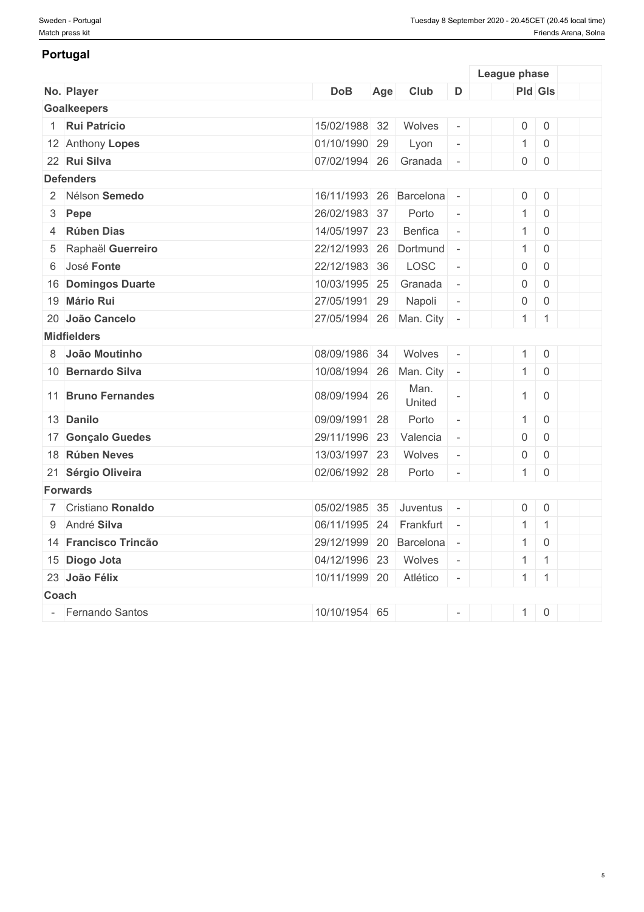## Portugal

| No. | Player | DoB | Age | Club | D | | League phase | | | |
|---|---|---|---|---|---|---|---|---|---|---|
| | | | | | | | Pld | Gls | | |
| **Goalkeepers** | | | | | | | | | | |
| 1 | **Rui Patrício** | 15/02/1988 | 32 | Wolves | - | | 0 | 0 | | |
| 12 | Anthony **Lopes** | 01/10/1990 | 29 | Lyon | - | | 1 | 0 | | |
| 22 | **Rui Silva** | 07/02/1994 | 26 | Granada | - | | 0 | 0 | | |
| **Defenders** | | | | | | | | | | |
| 2 | Nélson **Semedo** | 16/11/1993 | 26 | Barcelona | - | | 0 | 0 | | |
| 3 | **Pepe** | 26/02/1983 | 37 | Porto | - | | 1 | 0 | | |
| 4 | **Rúben Dias** | 14/05/1997 | 23 | Benfica | - | | 1 | 0 | | |
| 5 | Raphaël **Guerreiro** | 22/12/1993 | 26 | Dortmund | - | | 1 | 0 | | |
| 6 | José **Fonte** | 22/12/1983 | 36 | LOSC | - | | 0 | 0 | | |
| 16 | **Domingos Duarte** | 10/03/1995 | 25 | Granada | - | | 0 | 0 | | |
| 19 | **Mário Rui** | 27/05/1991 | 29 | Napoli | - | | 0 | 0 | | |
| 20 | **João Cancelo** | 27/05/1994 | 26 | Man. City | - | | 1 | 1 | | |
| **Midfielders** | | | | | | | | | | |
| 8 | **João Moutinho** | 08/09/1986 | 34 | Wolves | - | | 1 | 0 | | |
| 10 | **Bernardo Silva** | 10/08/1994 | 26 | Man. City | - | | 1 | 0 | | |
| 11 | **Bruno Fernandes** | 08/09/1994 | 26 | Man. United | - | | 1 | 0 | | |
| 13 | **Danilo** | 09/09/1991 | 28 | Porto | - | | 1 | 0 | | |
| 17 | **Gonçalo Guedes** | 29/11/1996 | 23 | Valencia | - | | 0 | 0 | | |
| 18 | **Rúben Neves** | 13/03/1997 | 23 | Wolves | - | | 0 | 0 | | |
| 21 | **Sérgio Oliveira** | 02/06/1992 | 28 | Porto | - | | 1 | 0 | | |
| **Forwards** | | | | | | | | | | |
| 7 | Cristiano **Ronaldo** | 05/02/1985 | 35 | Juventus | - | | 0 | 0 | | |
| 9 | André **Silva** | 06/11/1995 | 24 | Frankfurt | - | | 1 | 1 | | |
| 14 | **Francisco Trincão** | 29/12/1999 | 20 | Barcelona | - | | 1 | 0 | | |
| 15 | **Diogo Jota** | 04/12/1996 | 23 | Wolves | - | | 1 | 1 | | |
| 23 | **João Félix** | 10/11/1999 | 20 | Atlético | - | | 1 | 1 | | |
| **Coach** | | | | | | | | | | |
| - | Fernando Santos | 10/10/1954 | 65 | | - | | 1 | 0 | | |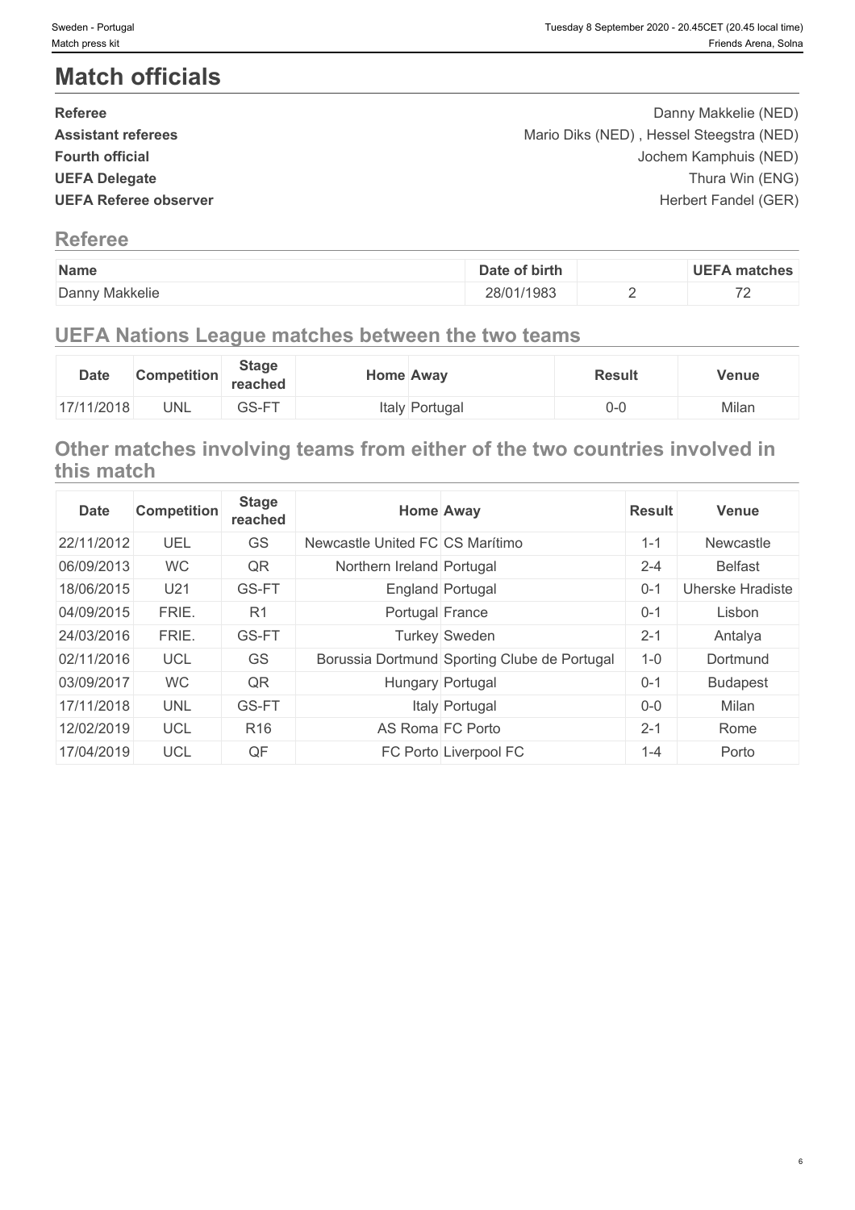# Match officials

| | |
|---|---|
| **Referee** | Danny Makkelie (NED) |
| **Assistant referees** | Mario Diks (NED) , Hessel Steegstra (NED) |
| **Fourth official** | Jochem Kamphuis (NED) |
| **UEFA Delegate** | Thura Win (ENG) |
| **UEFA Referee observer** | Herbert Fandel (GER) |

## Referee

| Name | Date of birth | | UEFA matches |
|---|---|---|---|
| Danny Makkelie | 28/01/1983 | 2 | 72 |

## UEFA Nations League matches between the two teams

| Date | Competition | Stage reached | Home | Away | Result | Venue |
|---|---|---|---|---|---|---|
| 17/11/2018 | UNL | GS-FT | Italy | Portugal | 0-0 | Milan |

## Other matches involving teams from either of the two countries involved in this match

| Date | Competition | Stage reached | Home | Away | Result | Venue |
|---|---|---|---|---|---|---|
| 22/11/2012 | UEL | GS | Newcastle United FC | CS Marítimo | 1-1 | Newcastle |
| 06/09/2013 | WC | QR | Northern Ireland | Portugal | 2-4 | Belfast |
| 18/06/2015 | U21 | GS-FT | England | Portugal | 0-1 | Uherske Hradiste |
| 04/09/2015 | FRIE. | R1 | Portugal | France | 0-1 | Lisbon |
| 24/03/2016 | FRIE. | GS-FT | Turkey | Sweden | 2-1 | Antalya |
| 02/11/2016 | UCL | GS | Borussia Dortmund | Sporting Clube de Portugal | 1-0 | Dortmund |
| 03/09/2017 | WC | QR | Hungary | Portugal | 0-1 | Budapest |
| 17/11/2018 | UNL | GS-FT | Italy | Portugal | 0-0 | Milan |
| 12/02/2019 | UCL | R16 | AS Roma | FC Porto | 2-1 | Rome |
| 17/04/2019 | UCL | QF | FC Porto | Liverpool FC | 1-4 | Porto |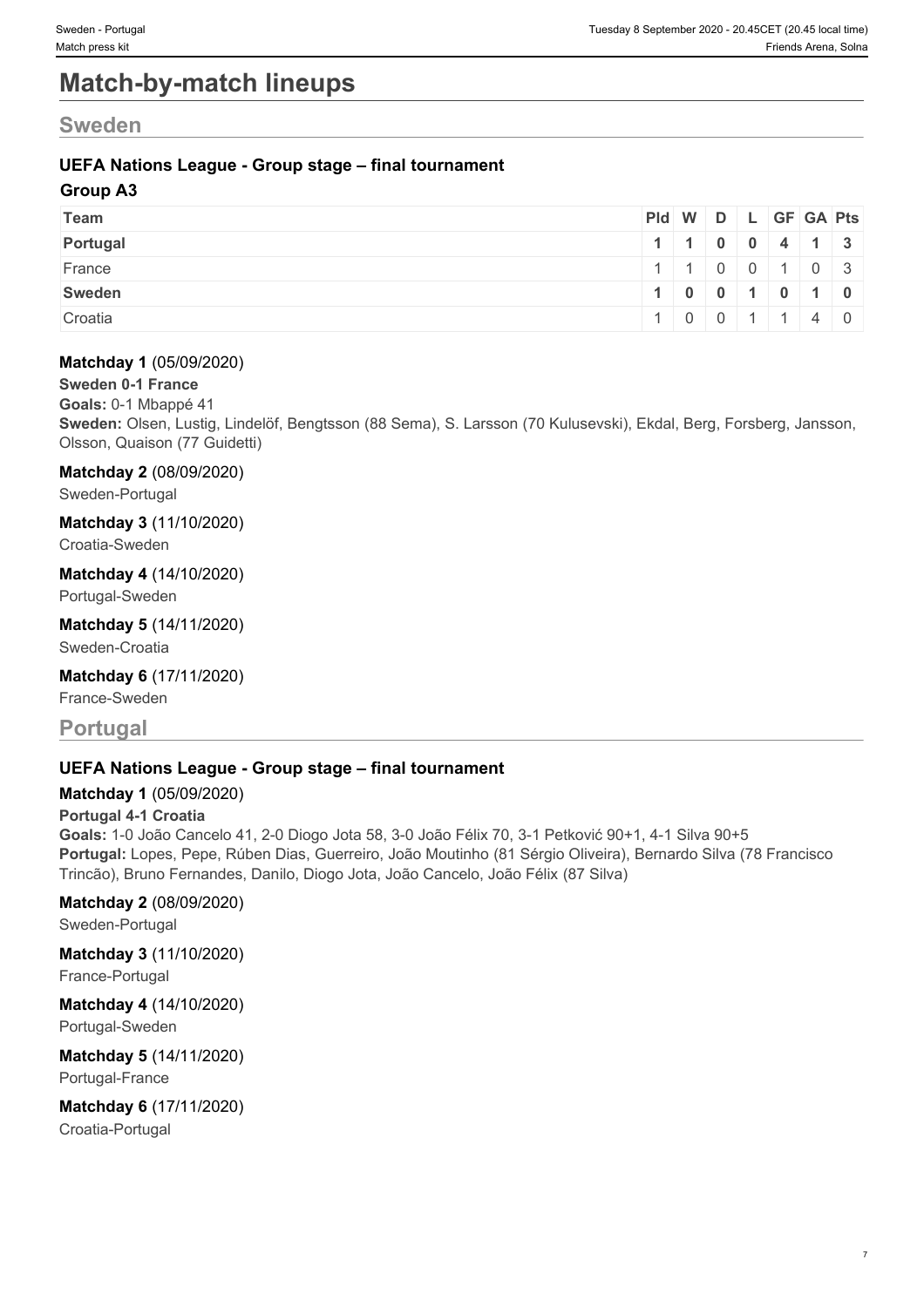# Match-by-match lineups

## Sweden

### UEFA Nations League - Group stage – final tournament

**Group A3**

| Team | Pld | W | D | L | GF | GA | Pts |
|---|---|---|---|---|---|---|---|
| **Portugal** | **1** | **1** | **0** | **0** | **4** | **1** | **3** |
| France | 1 | 1 | 0 | 0 | 1 | 0 | 3 |
| **Sweden** | **1** | **0** | **0** | **1** | **0** | **1** | **0** |
| Croatia | 1 | 0 | 0 | 1 | 1 | 4 | 0 |

**Matchday 1** (05/09/2020)

**Sweden 0-1 France**

**Goals:** 0-1 Mbappé 41

**Sweden:** Olsen, Lustig, Lindelöf, Bengtsson (88 Sema), S. Larsson (70 Kulusevski), Ekdal, Berg, Forsberg, Jansson, Olsson, Quaison (77 Guidetti)

**Matchday 2** (08/09/2020)

Sweden-Portugal

**Matchday 3** (11/10/2020)

Croatia-Sweden

**Matchday 4** (14/10/2020)

Portugal-Sweden

**Matchday 5** (14/11/2020)

Sweden-Croatia

**Matchday 6** (17/11/2020)

France-Sweden

## Portugal

### UEFA Nations League - Group stage – final tournament

**Matchday 1** (05/09/2020)

**Portugal 4-1 Croatia**

**Goals:** 1-0 João Cancelo 41, 2-0 Diogo Jota 58, 3-0 João Félix 70, 3-1 Petković 90+1, 4-1 Silva 90+5

**Portugal:** Lopes, Pepe, Rúben Dias, Guerreiro, João Moutinho (81 Sérgio Oliveira), Bernardo Silva (78 Francisco Trincão), Bruno Fernandes, Danilo, Diogo Jota, João Cancelo, João Félix (87 Silva)

**Matchday 2** (08/09/2020)

Sweden-Portugal

**Matchday 3** (11/10/2020)

France-Portugal

**Matchday 4** (14/10/2020)

Portugal-Sweden

**Matchday 5** (14/11/2020)

Portugal-France

**Matchday 6** (17/11/2020)

Croatia-Portugal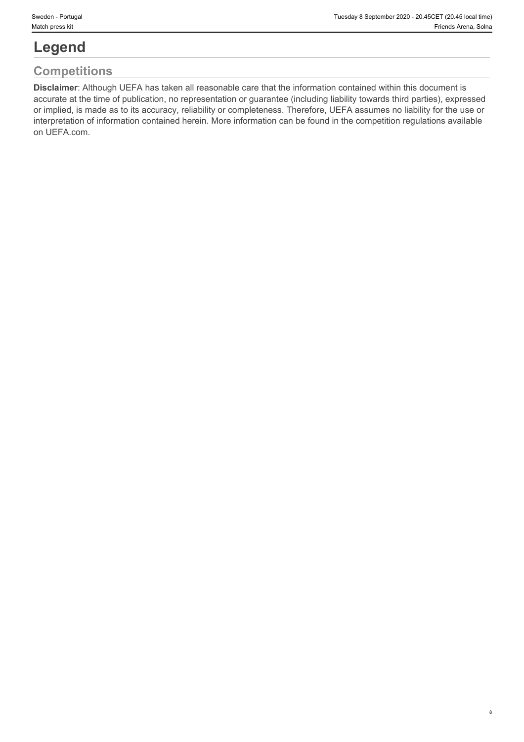# Legend

## Competitions

**Disclaimer**: Although UEFA has taken all reasonable care that the information contained within this document is accurate at the time of publication, no representation or guarantee (including liability towards third parties), expressed or implied, is made as to its accuracy, reliability or completeness. Therefore, UEFA assumes no liability for the use or interpretation of information contained herein. More information can be found in the competition regulations available on UEFA.com.